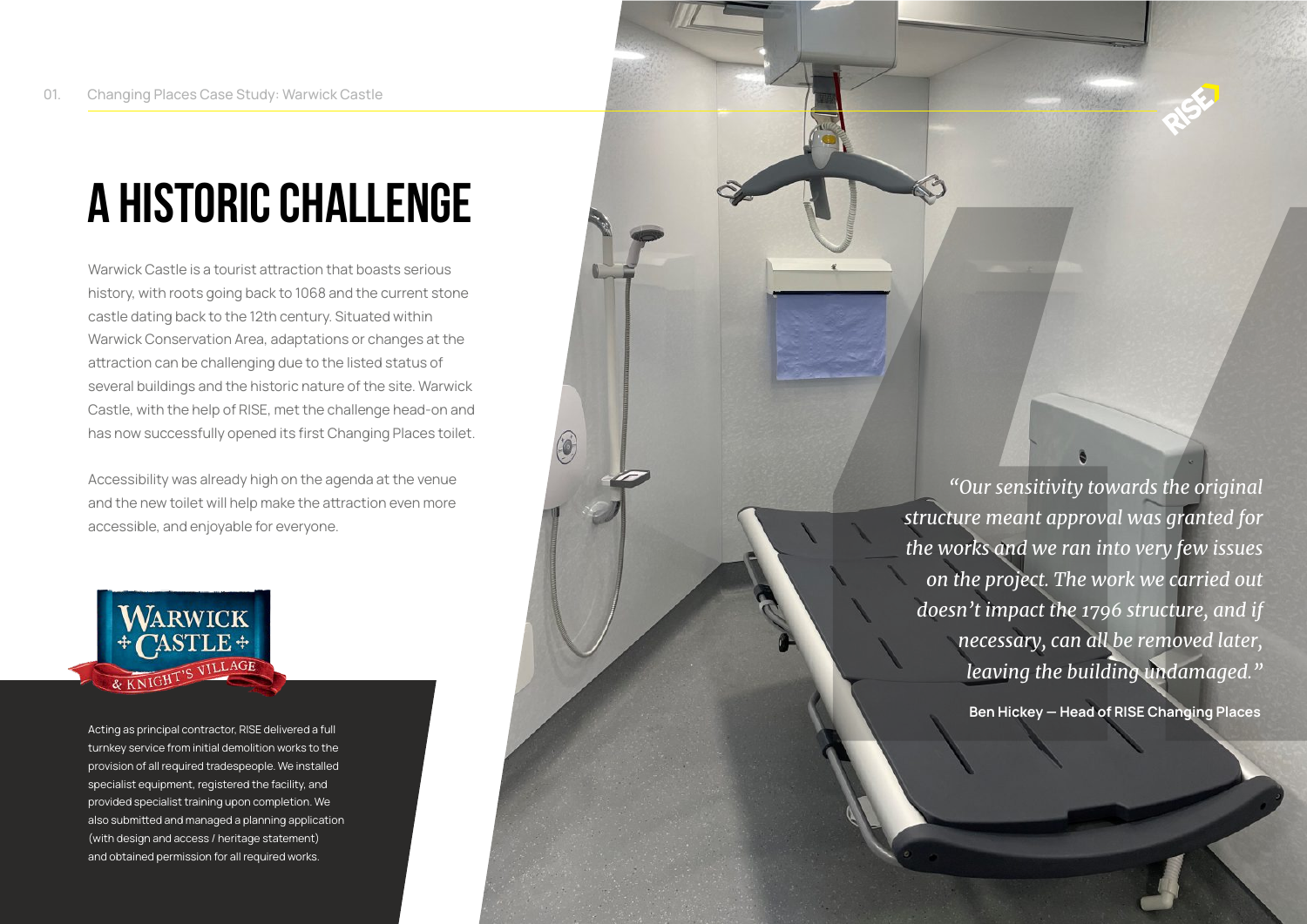# A HISTORIC CHALLENGE

Warwick Castle is a tourist attraction that boasts serious history, with roots going back to 1068 and the current stone castle dating back to the 12th century. Situated within Warwick Conservation Area, adaptations or changes at the attraction can be challenging due to the listed status of several buildings and the historic nature of the site. Warwick Castle, with the help of RISE, met the challenge head-on and has now successfully opened its first Changing Places toilet.

Accessibility was already high on the agenda at the venue and the new toilet will help make the attraction even more accessible, and enjoyable for everyone.

Acting as principal contractor, RISE delivered a full turnkey service from initial demolition works to the provision of all required tradespeople. We installed specialist equipment, registered the facility, and provided specialist training upon completion. We also submitted and managed a planning application (with design and access / heritage statement) and obtained permission for all required works.

*"Our sensitivity towards the original structure meant approval was granted for the works and we ran into very few issues on the project. The work we carried out doesn't impact the 1796 structure, and if necessary, can all be removed later, leaving the building undamaged."*

**Ben Hickey — Head of RISE Changing Places**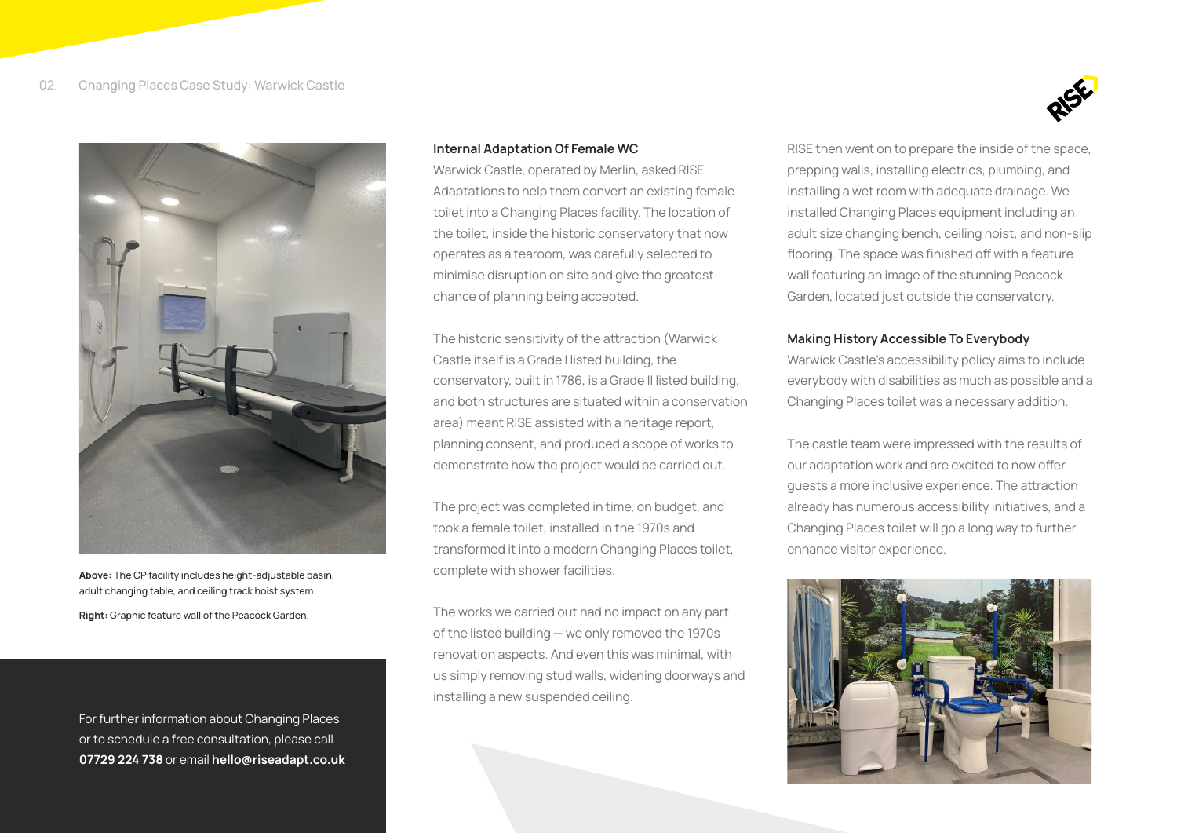Above: The CP facility includes height-adjustable basin, adult changing table, and ceiling track hoist system.

Right: Graphic feature wall of the Peacock Garden.

For further information about Changing Places or to schedule a free consultation, please call **07729 224 738** or email **hello@riseadapt.co.uk**

### Internal Adaptation Of Female WC

Warwick Castle, operated by Merlin, asked RISE Adaptations to help them convert an existing female toilet into a Changing Places facility. The location of the toilet, inside the historic conservatory that now operates as a tearoom, was carefully selected to minimise disruption on site and give the greatest chance of planning being accepted.

The historic sensitivity of the attraction (Warwick Castle itself is a Grade I listed building, the conservatory, built in 1786, is a Grade II listed building, and both structures are situated within a conservation area) meant RISE assisted with a heritage report, planning consent, and produced a scope of works to demonstrate how the project would be carried out.

The project was completed in time, on budget, and took a female toilet, installed in the 1970s and transformed it into a modern Changing Places toilet, complete with shower facilities.

The works we carried out had no impact on any part of the listed building – we only removed the 1970s renovation aspects. And even this was minimal, with us simply removing stud walls, widening doorways and installing a new suspended ceiling.

RISE then went on to prepare the inside of the space, prepping walls, installing electrics, plumbing, and installing a wet room with adequate drainage. We installed Changing Places equipment including an adult size changing bench, ceiling hoist, and non-slip flooring. The space was finished off with a feature wall featuring an image of the stunning Peacock Garden, located just outside the conservatory.

### Making History Accessible To Everybody

Warwick Castle's accessibility policy aims to include everybody with disabilities as much as possible and a Changing Places toilet was a necessary addition.

The castle team were impressed with the results of our adaptation work and are excited to now offer guests a more inclusive experience. The attraction already has numerous accessibility initiatives, and a Changing Places toilet will go a long way to further enhance visitor experience.